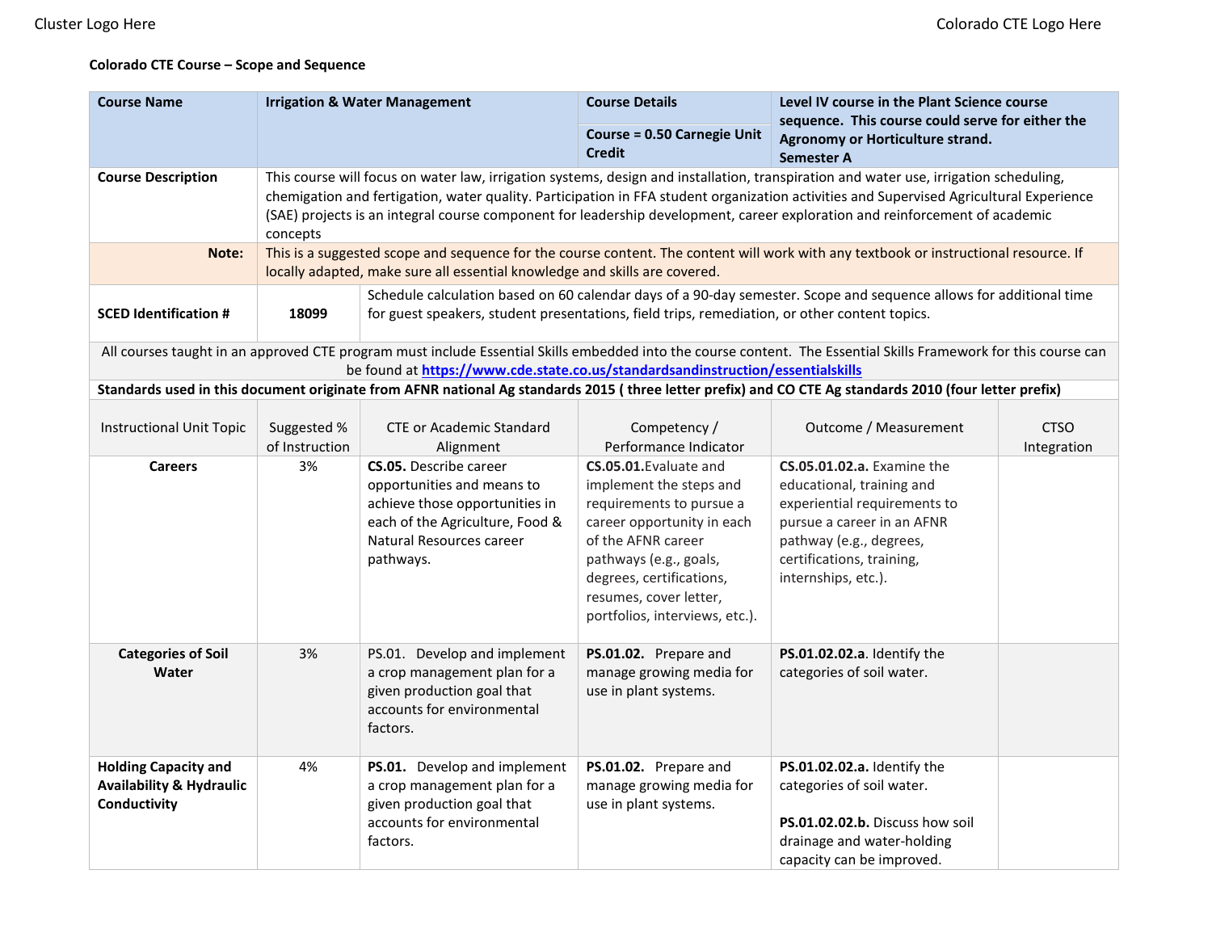Cluster Logo Here | Colorado CTE Logo Here

**Colorado CTE Course – Scope and Sequence**

| **Course Name** | **Irrigation & Water Management** | **Course Details** | **Level IV course in the Plant Science course sequence. This course could serve for either the Agronomy or Horticulture strand. Semester A** |
|---|---|---|---|
| | | **Course = 0.50 Carnegie Unit Credit** | |
| **Course Description** | This course will focus on water law, irrigation systems, design and installation, transpiration and water use, irrigation scheduling, chemigation and fertigation, water quality. Participation in FFA student organization activities and Supervised Agricultural Experience (SAE) projects is an integral course component for leadership development, career exploration and reinforcement of academic concepts | | |
| **Note:** | This is a suggested scope and sequence for the course content. The content will work with any textbook or instructional resource. If locally adapted, make sure all essential knowledge and skills are covered. | | |
| **SCED Identification #** | **18099** | Schedule calculation based on 60 calendar days of a 90-day semester. Scope and sequence allows for additional time for guest speakers, student presentations, field trips, remediation, or other content topics. | |

All courses taught in an approved CTE program must include Essential Skills embedded into the course content. The Essential Skills Framework for this course can be found at [https://www.cde.state.co.us/standardsandinstruction/essentialskills](https://www.cde.state.co.us/standardsandinstruction/essentialskills)

**Standards used in this document originate from AFNR national Ag standards 2015 ( three letter prefix) and CO CTE Ag standards 2010 (four letter prefix)**

| Instructional Unit Topic | Suggested % of Instruction | CTE or Academic Standard Alignment | Competency / Performance Indicator | Outcome / Measurement | CTSO Integration |
|---|---|---|---|---|---|
| **Careers** | 3% | **CS.05.** Describe career opportunities and means to achieve those opportunities in each of the Agriculture, Food & Natural Resources career pathways. | **CS.05.01.**Evaluate and implement the steps and requirements to pursue a career opportunity in each of the AFNR career pathways (e.g., goals, degrees, certifications, resumes, cover letter, portfolios, interviews, etc.). | **CS.05.01.02.a.** Examine the educational, training and experiential requirements to pursue a career in an AFNR pathway (e.g., degrees, certifications, training, internships, etc.). | |
| **Categories of Soil Water** | 3% | PS.01. Develop and implement a crop management plan for a given production goal that accounts for environmental factors. | **PS.01.02.** Prepare and manage growing media for use in plant systems. | **PS.01.02.02.a**. Identify the categories of soil water. | |
| **Holding Capacity and Availability & Hydraulic Conductivity** | 4% | **PS.01.** Develop and implement a crop management plan for a given production goal that accounts for environmental factors. | **PS.01.02.** Prepare and manage growing media for use in plant systems. | **PS.01.02.02.a.** Identify the categories of soil water.<br><br>**PS.01.02.02.b.** Discuss how soil drainage and water-holding capacity can be improved. | |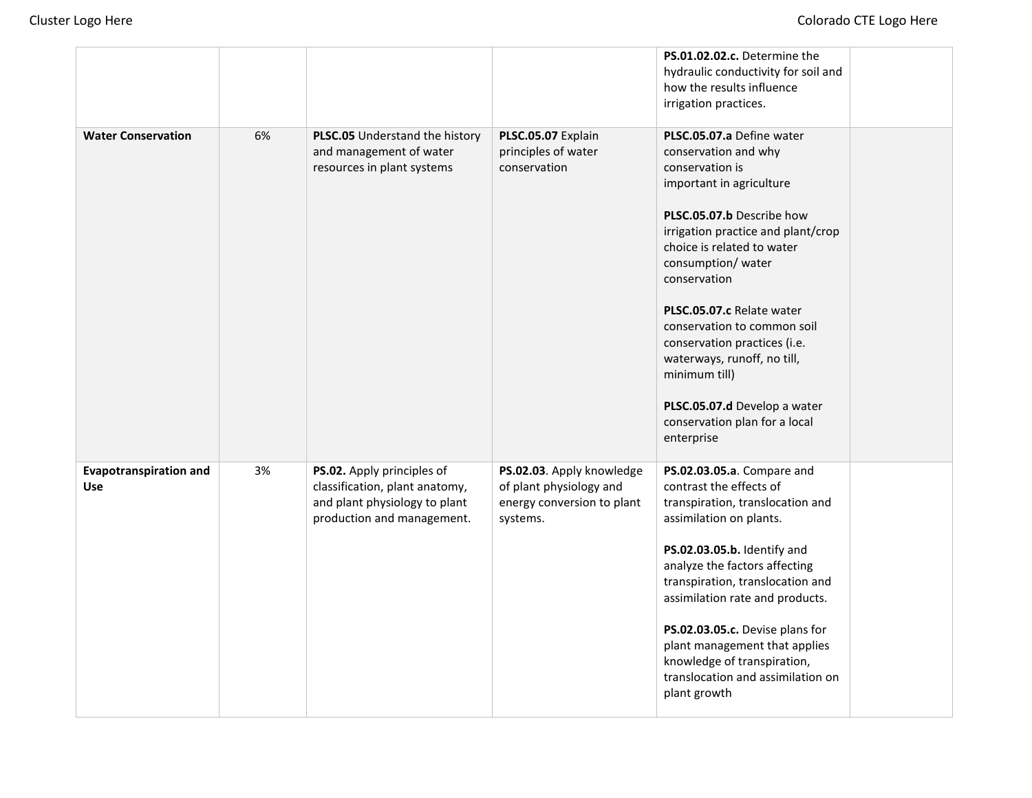| | | | | | |
|---|---|---|---|---|---|
| | | | | **PS.01.02.02.c.** Determine the hydraulic conductivity for soil and how the results influence irrigation practices. | |
| **Water Conservation** | 6% | **PLSC.05** Understand the history and management of water resources in plant systems | **PLSC.05.07** Explain principles of water conservation | **PLSC.05.07.a** Define water conservation and why conservation is important in agriculture<br><br>**PLSC.05.07.b** Describe how irrigation practice and plant/crop choice is related to water consumption/ water conservation<br><br>**PLSC.05.07.c** Relate water conservation to common soil conservation practices (i.e. waterways, runoff, no till, minimum till)<br><br>**PLSC.05.07.d** Develop a water conservation plan for a local enterprise | |
| **Evapotranspiration and Use** | 3% | **PS.02.** Apply principles of classification, plant anatomy, and plant physiology to plant production and management. | **PS.02.03**. Apply knowledge of plant physiology and energy conversion to plant systems. | **PS.02.03.05.a**. Compare and contrast the effects of transpiration, translocation and assimilation on plants.<br><br>**PS.02.03.05.b.** Identify and analyze the factors affecting transpiration, translocation and assimilation rate and products.<br><br>**PS.02.03.05.c.** Devise plans for plant management that applies knowledge of transpiration, translocation and assimilation on plant growth | |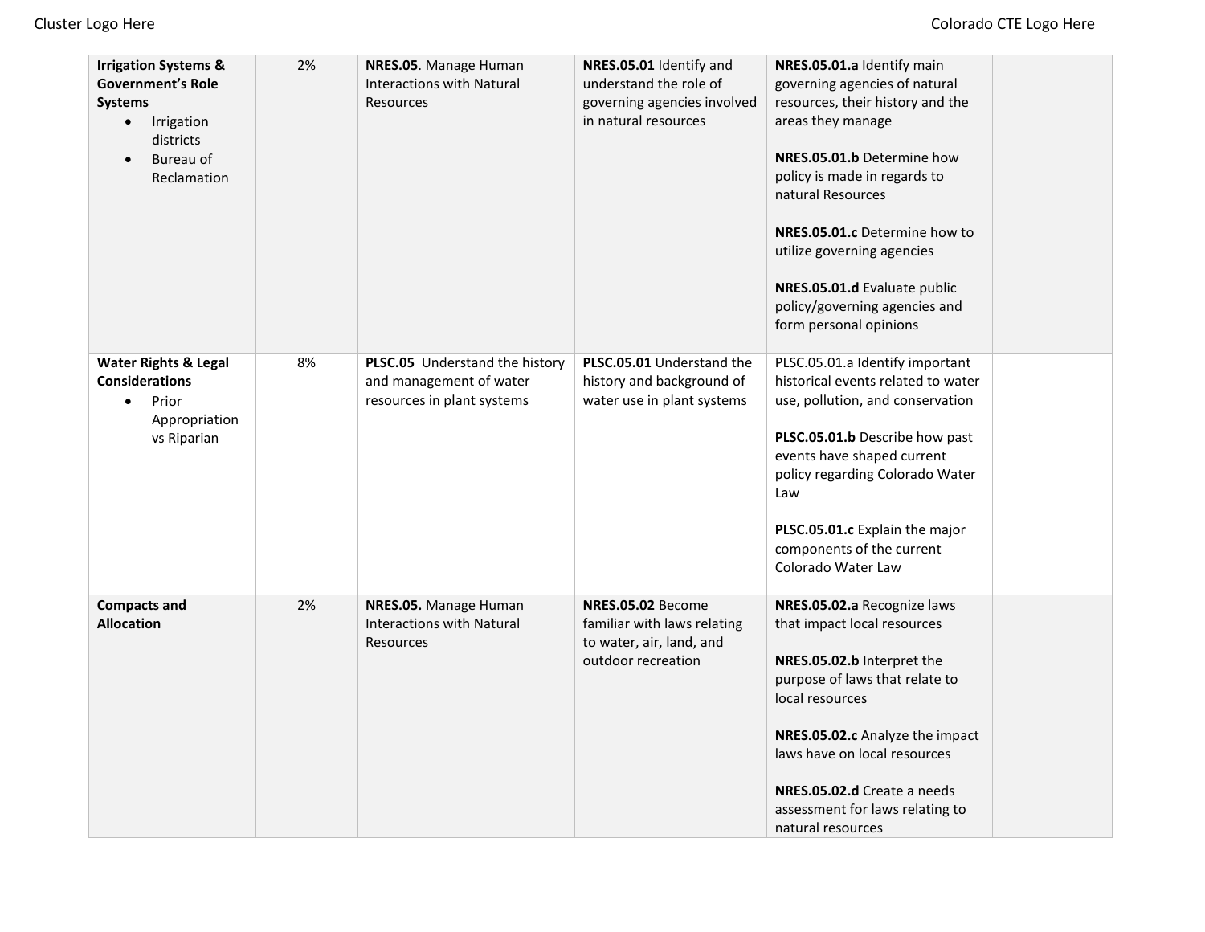| **Irrigation Systems & Government's Role Systems**<br>• Irrigation districts<br>• Bureau of Reclamation | 2% | **NRES.05**. Manage Human Interactions with Natural Resources | **NRES.05.01** Identify and understand the role of governing agencies involved in natural resources | **NRES.05.01.a** Identify main governing agencies of natural resources, their history and the areas they manage<br><br>**NRES.05.01.b** Determine how policy is made in regards to natural Resources<br><br>**NRES.05.01.c** Determine how to utilize governing agencies<br><br>**NRES.05.01.d** Evaluate public policy/governing agencies and form personal opinions | |
|---|---|---|---|---|---|
| **Water Rights & Legal Considerations**<br>• Prior Appropriation vs Riparian | 8% | **PLSC.05** Understand the history and management of water resources in plant systems | **PLSC.05.01** Understand the history and background of water use in plant systems | PLSC.05.01.a Identify important historical events related to water use, pollution, and conservation<br><br>**PLSC.05.01.b** Describe how past events have shaped current policy regarding Colorado Water Law<br><br>**PLSC.05.01.c** Explain the major components of the current Colorado Water Law | |
| **Compacts and Allocation** | 2% | **NRES.05.** Manage Human Interactions with Natural Resources | **NRES.05.02** Become familiar with laws relating to water, air, land, and outdoor recreation | **NRES.05.02.a** Recognize laws that impact local resources<br><br>**NRES.05.02.b** Interpret the purpose of laws that relate to local resources<br><br>**NRES.05.02.c** Analyze the impact laws have on local resources<br><br>**NRES.05.02.d** Create a needs assessment for laws relating to natural resources | |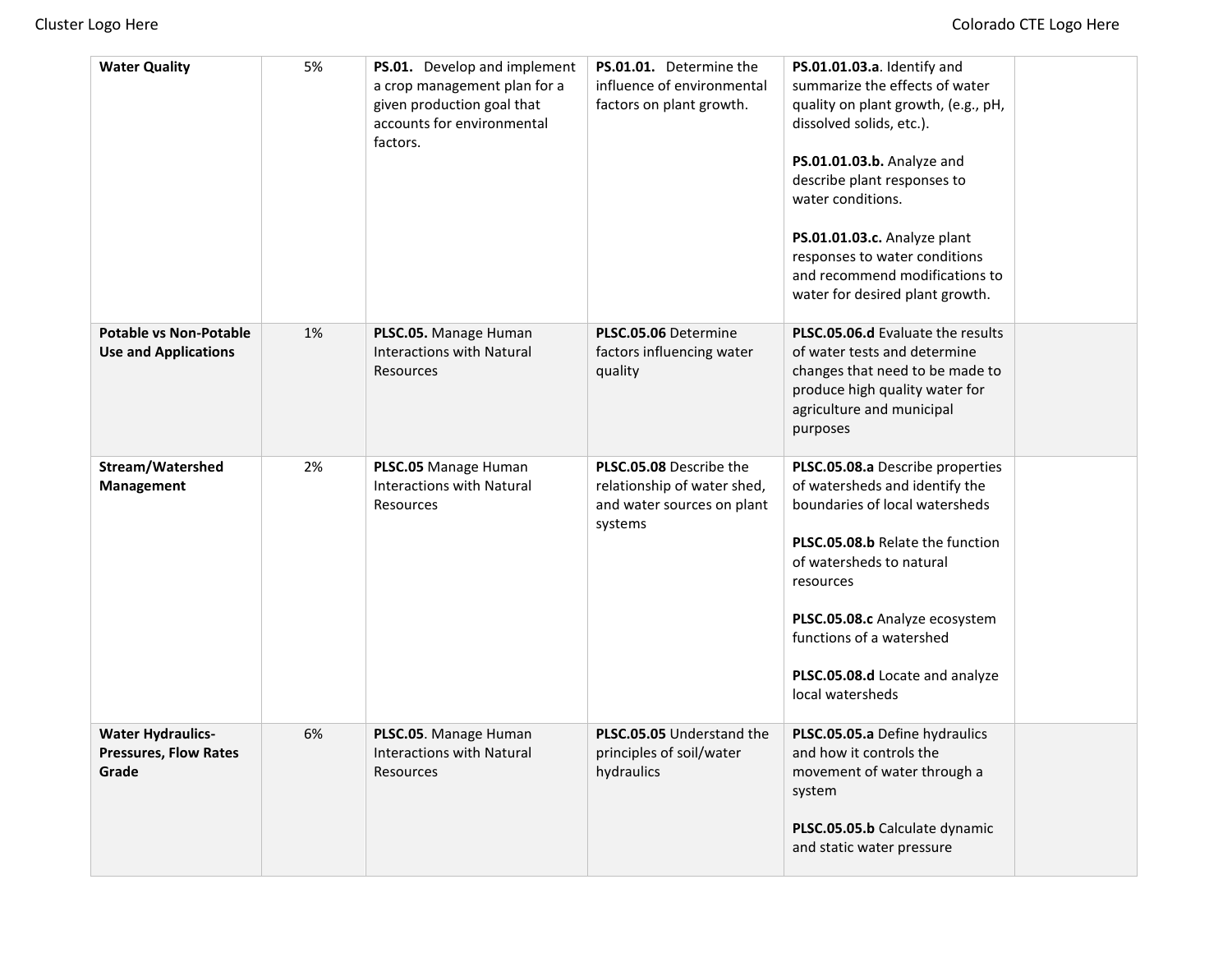| **Water Quality** | 5% | **PS.01.** Develop and implement a crop management plan for a given production goal that accounts for environmental factors. | **PS.01.01.** Determine the influence of environmental factors on plant growth. | **PS.01.01.03.a**. Identify and summarize the effects of water quality on plant growth, (e.g., pH, dissolved solids, etc.).<br><br>**PS.01.01.03.b.** Analyze and describe plant responses to water conditions.<br><br>**PS.01.01.03.c.** Analyze plant responses to water conditions and recommend modifications to water for desired plant growth. | |
|---|---|---|---|---|---|
| **Potable vs Non-Potable Use and Applications** | 1% | **PLSC.05.** Manage Human Interactions with Natural Resources | **PLSC.05.06** Determine factors influencing water quality | **PLSC.05.06.d** Evaluate the results of water tests and determine changes that need to be made to produce high quality water for agriculture and municipal purposes | |
| **Stream/Watershed Management** | 2% | **PLSC.05** Manage Human Interactions with Natural Resources | **PLSC.05.08** Describe the relationship of water shed, and water sources on plant systems | **PLSC.05.08.a** Describe properties of watersheds and identify the boundaries of local watersheds<br><br>**PLSC.05.08.b** Relate the function of watersheds to natural resources<br><br>**PLSC.05.08.c** Analyze ecosystem functions of a watershed<br><br>**PLSC.05.08.d** Locate and analyze local watersheds | |
| **Water Hydraulics-Pressures, Flow Rates Grade** | 6% | **PLSC.05**. Manage Human Interactions with Natural Resources | **PLSC.05.05** Understand the principles of soil/water hydraulics | **PLSC.05.05.a** Define hydraulics and how it controls the movement of water through a system<br><br>**PLSC.05.05.b** Calculate dynamic and static water pressure | |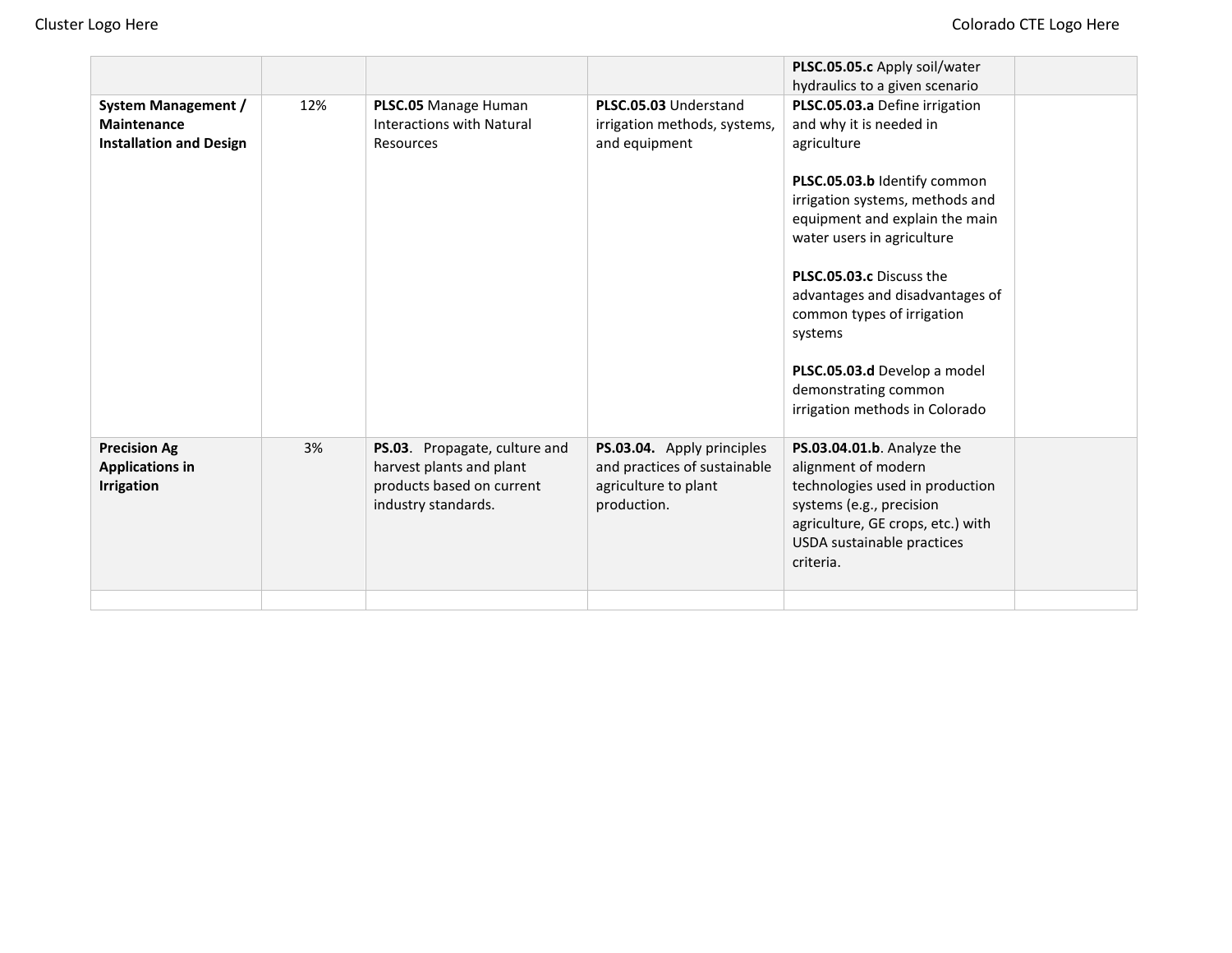| | | | | | |
|---|---|---|---|---|---|
| | | | | **PLSC.05.05.c** Apply soil/water hydraulics to a given scenario | |
| **System Management / Maintenance Installation and Design** | 12% | **PLSC.05** Manage Human Interactions with Natural Resources | **PLSC.05.03** Understand irrigation methods, systems, and equipment | **PLSC.05.03.a** Define irrigation and why it is needed in agriculture<br><br>**PLSC.05.03.b** Identify common irrigation systems, methods and equipment and explain the main water users in agriculture<br><br>**PLSC.05.03.c** Discuss the advantages and disadvantages of common types of irrigation systems<br><br>**PLSC.05.03.d** Develop a model demonstrating common irrigation methods in Colorado | |
| **Precision Ag Applications in Irrigation** | 3% | **PS.03**. Propagate, culture and harvest plants and plant products based on current industry standards. | **PS.03.04.** Apply principles and practices of sustainable agriculture to plant production. | **PS.03.04.01.b**. Analyze the alignment of modern technologies used in production systems (e.g., precision agriculture, GE crops, etc.) with USDA sustainable practices criteria. | |
| | | | | | |